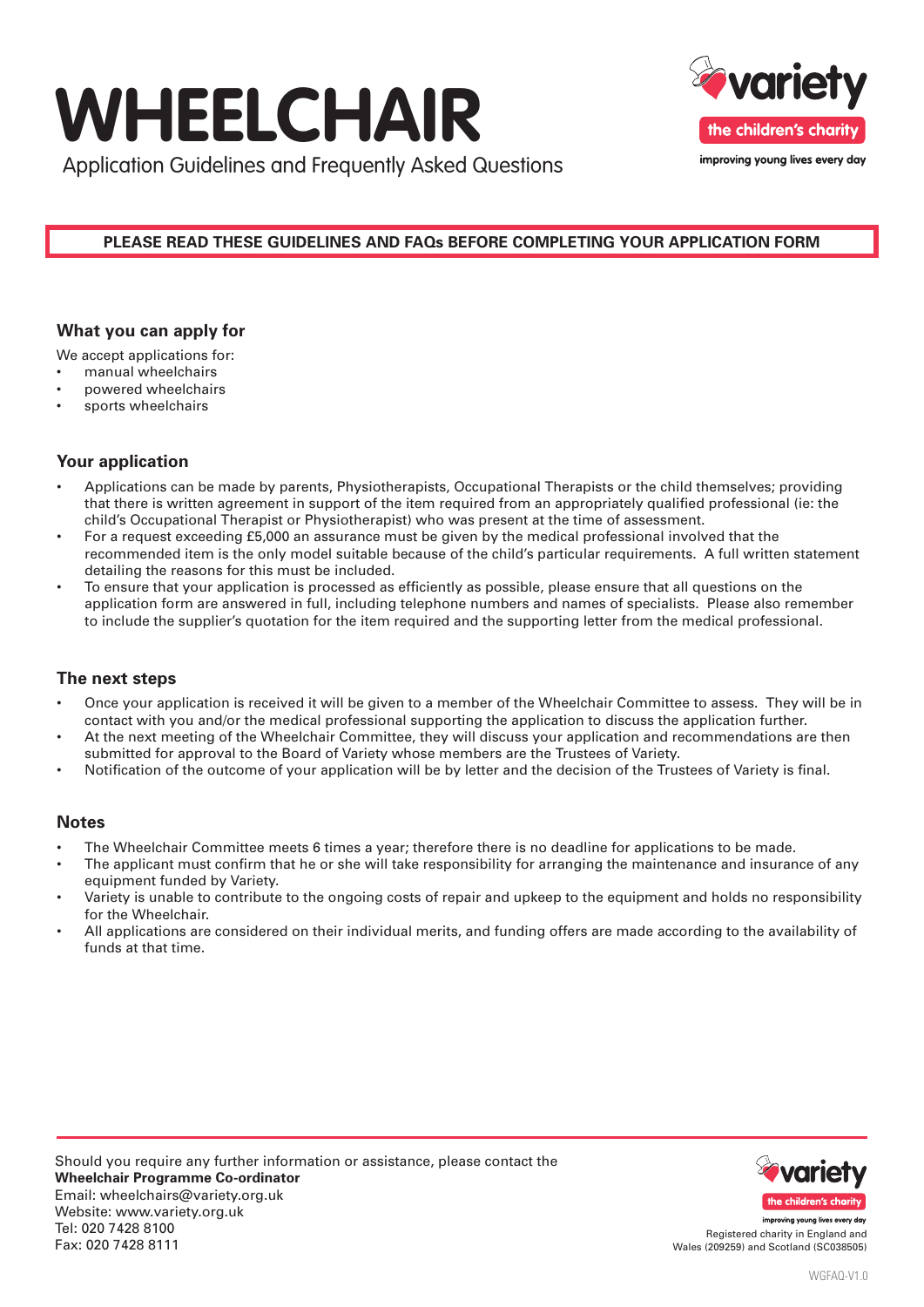# WHEELCHAIR

Application Guidelines and Frequently Asked Questions

variety
the children's charity
improving young lives every day

**PLEASE READ THESE GUIDELINES AND FAQs BEFORE COMPLETING YOUR APPLICATION FORM**

## What you can apply for

We accept applications for:

- manual wheelchairs
- powered wheelchairs
- sports wheelchairs

## Your application

- Applications can be made by parents, Physiotherapists, Occupational Therapists or the child themselves; providing that there is written agreement in support of the item required from an appropriately qualified professional (ie: the child's Occupational Therapist or Physiotherapist) who was present at the time of assessment.
- For a request exceeding £5,000 an assurance must be given by the medical professional involved that the recommended item is the only model suitable because of the child's particular requirements. A full written statement detailing the reasons for this must be included.
- To ensure that your application is processed as efficiently as possible, please ensure that all questions on the application form are answered in full, including telephone numbers and names of specialists. Please also remember to include the supplier's quotation for the item required and the supporting letter from the medical professional.

## The next steps

- Once your application is received it will be given to a member of the Wheelchair Committee to assess. They will be in contact with you and/or the medical professional supporting the application to discuss the application further.
- At the next meeting of the Wheelchair Committee, they will discuss your application and recommendations are then submitted for approval to the Board of Variety whose members are the Trustees of Variety.
- Notification of the outcome of your application will be by letter and the decision of the Trustees of Variety is final.

## Notes

- The Wheelchair Committee meets 6 times a year; therefore there is no deadline for applications to be made.
- The applicant must confirm that he or she will take responsibility for arranging the maintenance and insurance of any equipment funded by Variety.
- Variety is unable to contribute to the ongoing costs of repair and upkeep to the equipment and holds no responsibility for the Wheelchair.
- All applications are considered on their individual merits, and funding offers are made according to the availability of funds at that time.

Should you require any further information or assistance, please contact the
**Wheelchair Programme Co-ordinator**
Email: wheelchairs@variety.org.uk
Website: www.variety.org.uk
Tel: 020 7428 8100
Fax: 020 7428 8111

variety
the children's charity
improving young lives every day
Registered charity in England and Wales (209259) and Scotland (SC038505)

WGFAQ-V1.0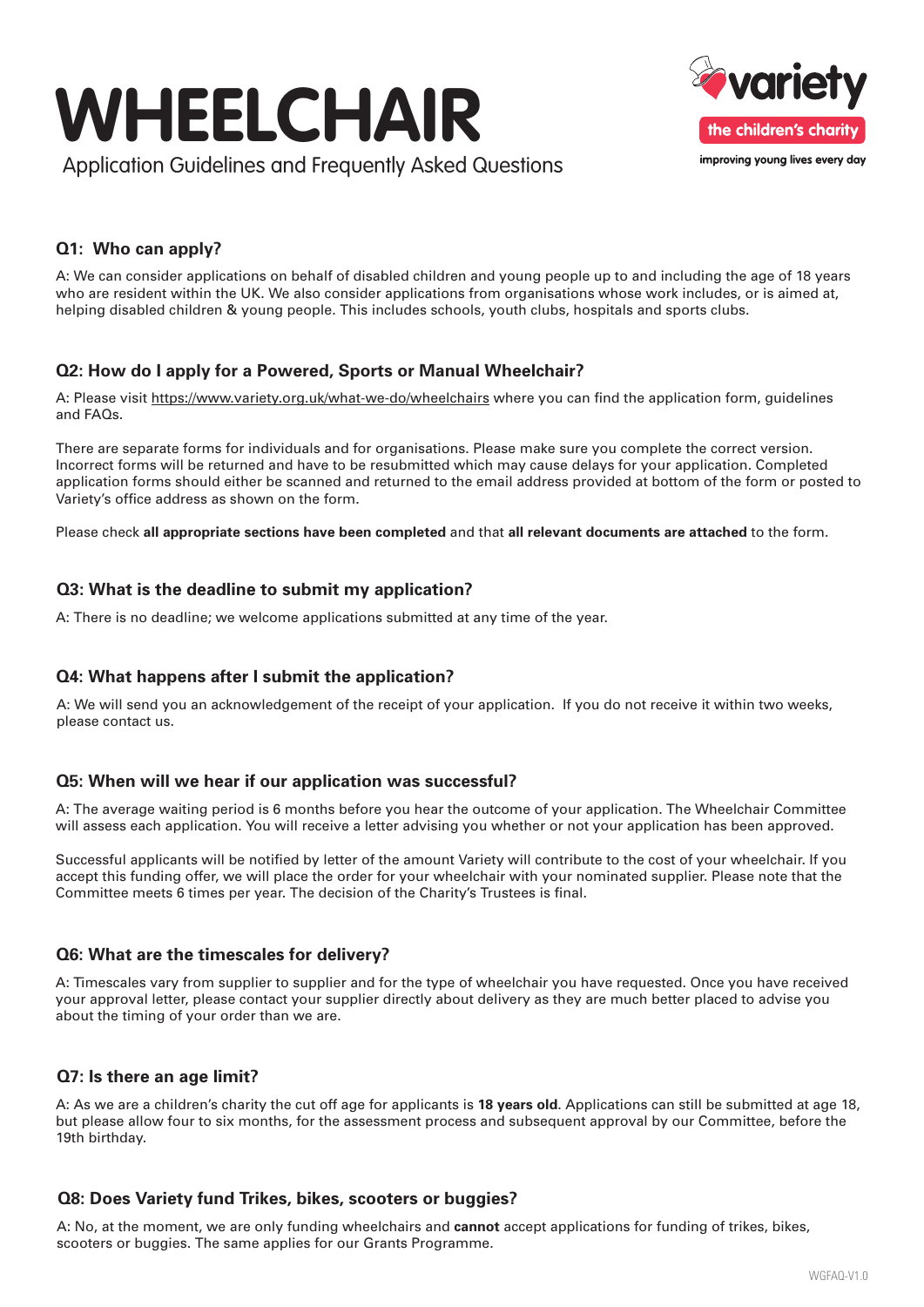# WHEELCHAIR

Application Guidelines and Frequently Asked Questions

variety
the children's charity
improving young lives every day

### Q1: Who can apply?

A: We can consider applications on behalf of disabled children and young people up to and including the age of 18 years who are resident within the UK. We also consider applications from organisations whose work includes, or is aimed at, helping disabled children & young people. This includes schools, youth clubs, hospitals and sports clubs.

### Q2: How do I apply for a Powered, Sports or Manual Wheelchair?

A: Please visit https://www.variety.org.uk/what-we-do/wheelchairs where you can find the application form, guidelines and FAQs.

There are separate forms for individuals and for organisations. Please make sure you complete the correct version. Incorrect forms will be returned and have to be resubmitted which may cause delays for your application. Completed application forms should either be scanned and returned to the email address provided at bottom of the form or posted to Variety's office address as shown on the form.

Please check **all appropriate sections have been completed** and that **all relevant documents are attached** to the form.

### Q3: What is the deadline to submit my application?

A: There is no deadline; we welcome applications submitted at any time of the year.

### Q4: What happens after I submit the application?

A: We will send you an acknowledgement of the receipt of your application. If you do not receive it within two weeks, please contact us.

### Q5: When will we hear if our application was successful?

A: The average waiting period is 6 months before you hear the outcome of your application. The Wheelchair Committee will assess each application. You will receive a letter advising you whether or not your application has been approved.

Successful applicants will be notified by letter of the amount Variety will contribute to the cost of your wheelchair. If you accept this funding offer, we will place the order for your wheelchair with your nominated supplier. Please note that the Committee meets 6 times per year. The decision of the Charity's Trustees is final.

### Q6: What are the timescales for delivery?

A: Timescales vary from supplier to supplier and for the type of wheelchair you have requested. Once you have received your approval letter, please contact your supplier directly about delivery as they are much better placed to advise you about the timing of your order than we are.

### Q7: Is there an age limit?

A: As we are a children's charity the cut off age for applicants is **18 years old**. Applications can still be submitted at age 18, but please allow four to six months, for the assessment process and subsequent approval by our Committee, before the 19th birthday.

### Q8: Does Variety fund Trikes, bikes, scooters or buggies?

A: No, at the moment, we are only funding wheelchairs and **cannot** accept applications for funding of trikes, bikes, scooters or buggies. The same applies for our Grants Programme.

WGFAQ-V1.0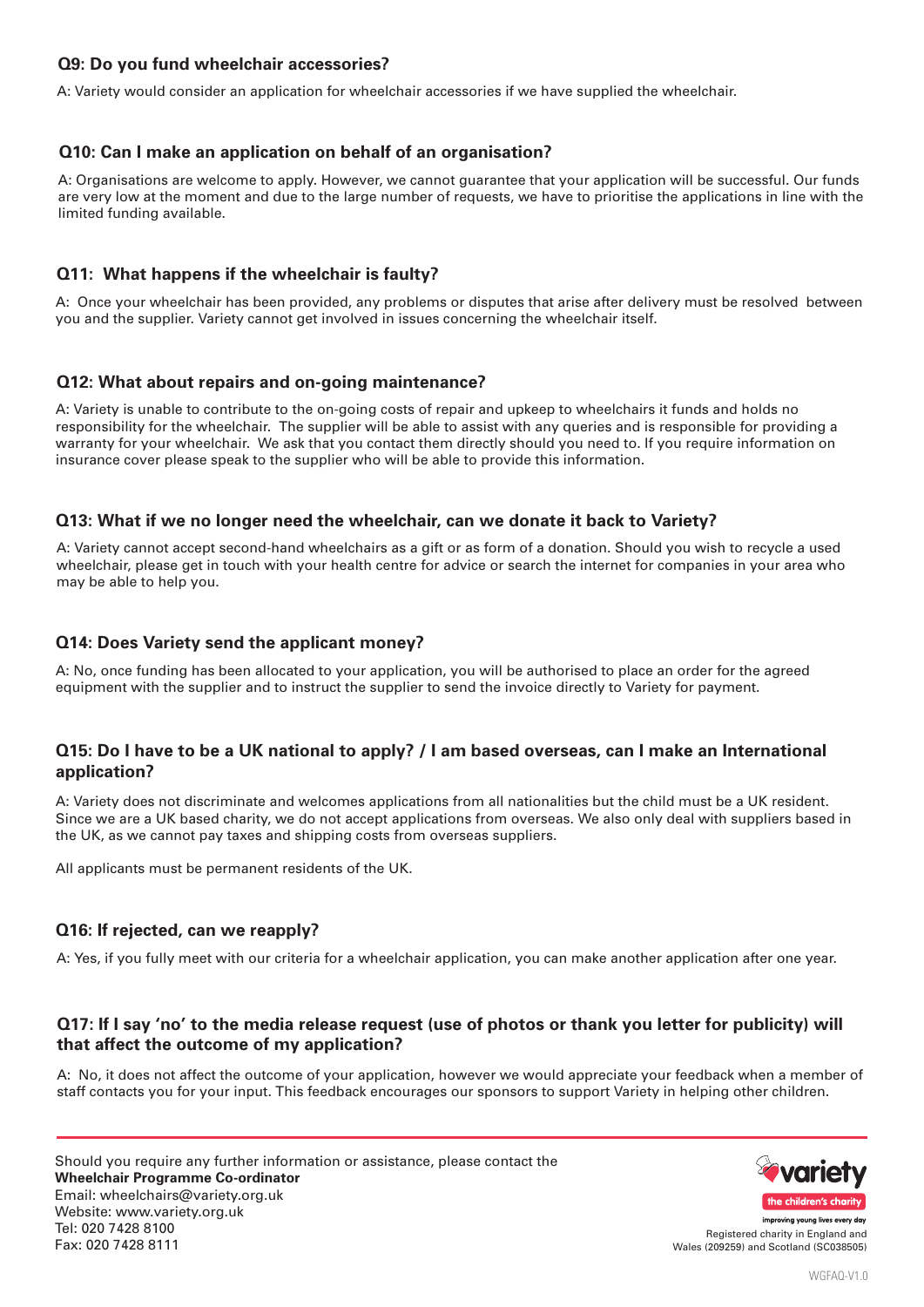### Q9: Do you fund wheelchair accessories?

A: Variety would consider an application for wheelchair accessories if we have supplied the wheelchair.

### Q10: Can I make an application on behalf of an organisation?

A: Organisations are welcome to apply. However, we cannot guarantee that your application will be successful. Our funds are very low at the moment and due to the large number of requests, we have to prioritise the applications in line with the limited funding available.

### Q11: What happens if the wheelchair is faulty?

A: Once your wheelchair has been provided, any problems or disputes that arise after delivery must be resolved between you and the supplier. Variety cannot get involved in issues concerning the wheelchair itself.

### Q12: What about repairs and on-going maintenance?

A: Variety is unable to contribute to the on-going costs of repair and upkeep to wheelchairs it funds and holds no responsibility for the wheelchair. The supplier will be able to assist with any queries and is responsible for providing a warranty for your wheelchair. We ask that you contact them directly should you need to. If you require information on insurance cover please speak to the supplier who will be able to provide this information.

### Q13: What if we no longer need the wheelchair, can we donate it back to Variety?

A: Variety cannot accept second-hand wheelchairs as a gift or as form of a donation. Should you wish to recycle a used wheelchair, please get in touch with your health centre for advice or search the internet for companies in your area who may be able to help you.

### Q14: Does Variety send the applicant money?

A: No, once funding has been allocated to your application, you will be authorised to place an order for the agreed equipment with the supplier and to instruct the supplier to send the invoice directly to Variety for payment.

### Q15: Do I have to be a UK national to apply? / I am based overseas, can I make an International application?

A: Variety does not discriminate and welcomes applications from all nationalities but the child must be a UK resident. Since we are a UK based charity, we do not accept applications from overseas. We also only deal with suppliers based in the UK, as we cannot pay taxes and shipping costs from overseas suppliers.

All applicants must be permanent residents of the UK.

### Q16: If rejected, can we reapply?

A: Yes, if you fully meet with our criteria for a wheelchair application, you can make another application after one year.

### Q17: If I say 'no' to the media release request (use of photos or thank you letter for publicity) will that affect the outcome of my application?

A: No, it does not affect the outcome of your application, however we would appreciate your feedback when a member of staff contacts you for your input. This feedback encourages our sponsors to support Variety in helping other children.

---

Should you require any further information or assistance, please contact the
**Wheelchair Programme Co-ordinator**
Email: wheelchairs@variety.org.uk
Website: www.variety.org.uk
Tel: 020 7428 8100
Fax: 020 7428 8111

variety
the children's charity
improving young lives every day
Registered charity in England and Wales (209259) and Scotland (SC038505)

WGFAQ-V1.0